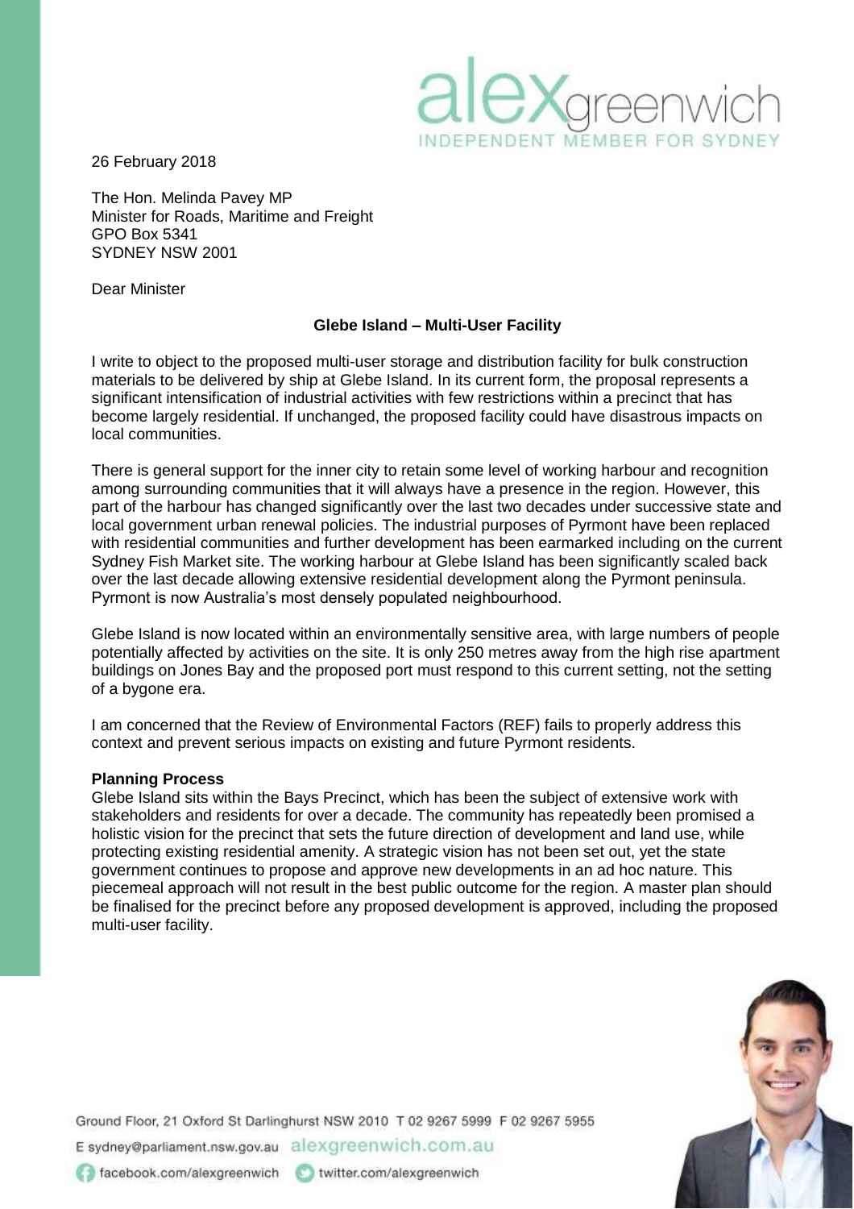26 February 2018

The Hon. Melinda Pavey MP
Minister for Roads, Maritime and Freight
GPO Box 5341
SYDNEY NSW 2001

Dear Minister

**Glebe Island – Multi-User Facility**

I write to object to the proposed multi-user storage and distribution facility for bulk construction materials to be delivered by ship at Glebe Island. In its current form, the proposal represents a significant intensification of industrial activities with few restrictions within a precinct that has become largely residential. If unchanged, the proposed facility could have disastrous impacts on local communities.

There is general support for the inner city to retain some level of working harbour and recognition among surrounding communities that it will always have a presence in the region. However, this part of the harbour has changed significantly over the last two decades under successive state and local government urban renewal policies. The industrial purposes of Pyrmont have been replaced with residential communities and further development has been earmarked including on the current Sydney Fish Market site. The working harbour at Glebe Island has been significantly scaled back over the last decade allowing extensive residential development along the Pyrmont peninsula. Pyrmont is now Australia's most densely populated neighbourhood.

Glebe Island is now located within an environmentally sensitive area, with large numbers of people potentially affected by activities on the site. It is only 250 metres away from the high rise apartment buildings on Jones Bay and the proposed port must respond to this current setting, not the setting of a bygone era.

I am concerned that the Review of Environmental Factors (REF) fails to properly address this context and prevent serious impacts on existing and future Pyrmont residents.

**Planning Process**

Glebe Island sits within the Bays Precinct, which has been the subject of extensive work with stakeholders and residents for over a decade. The community has repeatedly been promised a holistic vision for the precinct that sets the future direction of development and land use, while protecting existing residential amenity. A strategic vision has not been set out, yet the state government continues to propose and approve new developments in an ad hoc nature. This piecemeal approach will not result in the best public outcome for the region. A master plan should be finalised for the precinct before any proposed development is approved, including the proposed multi-user facility.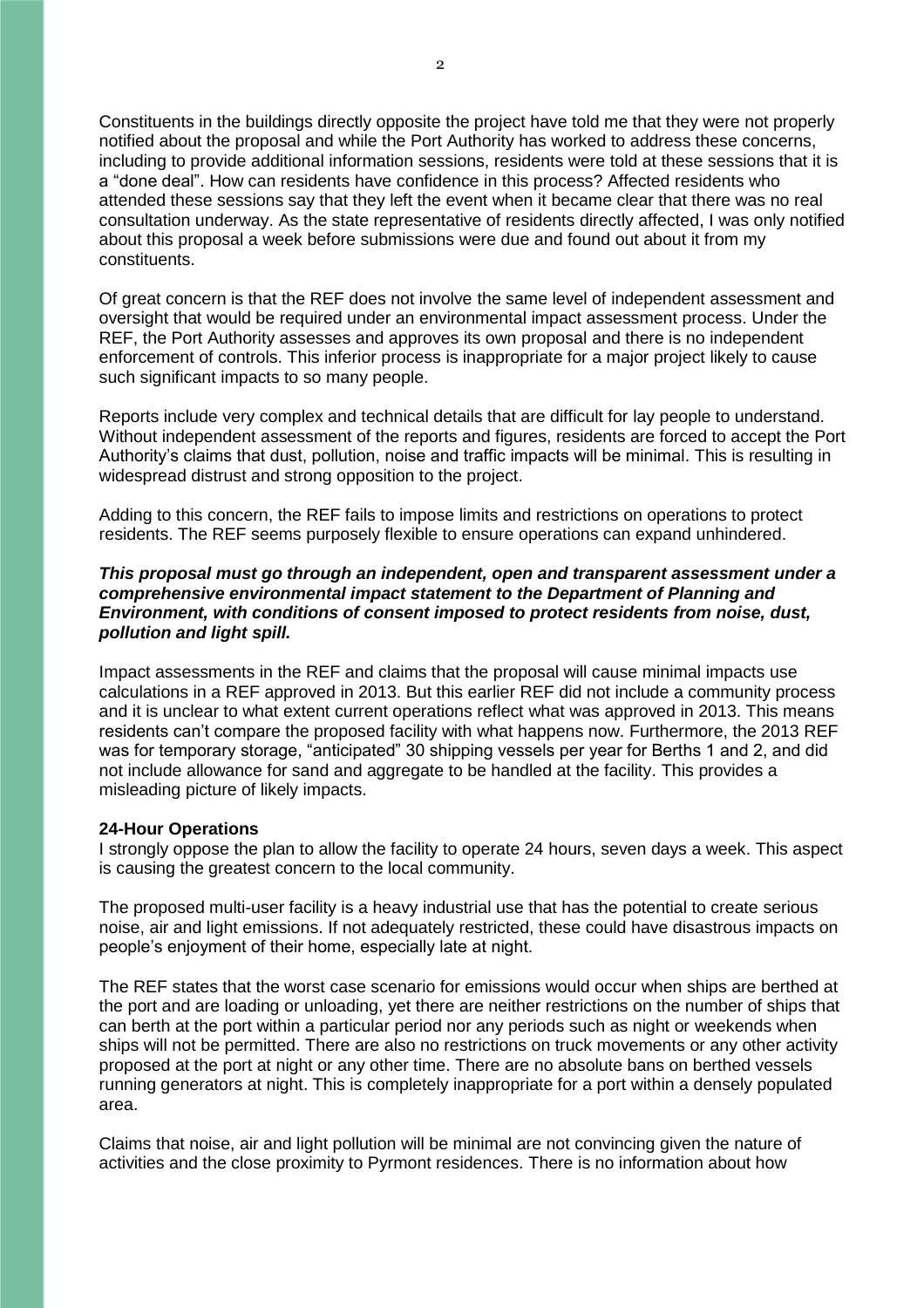Constituents in the buildings directly opposite the project have told me that they were not properly notified about the proposal and while the Port Authority has worked to address these concerns, including to provide additional information sessions, residents were told at these sessions that it is a "done deal". How can residents have confidence in this process? Affected residents who attended these sessions say that they left the event when it became clear that there was no real consultation underway. As the state representative of residents directly affected, I was only notified about this proposal a week before submissions were due and found out about it from my constituents.

Of great concern is that the REF does not involve the same level of independent assessment and oversight that would be required under an environmental impact assessment process. Under the REF, the Port Authority assesses and approves its own proposal and there is no independent enforcement of controls. This inferior process is inappropriate for a major project likely to cause such significant impacts to so many people.

Reports include very complex and technical details that are difficult for lay people to understand. Without independent assessment of the reports and figures, residents are forced to accept the Port Authority's claims that dust, pollution, noise and traffic impacts will be minimal. This is resulting in widespread distrust and strong opposition to the project.

Adding to this concern, the REF fails to impose limits and restrictions on operations to protect residents. The REF seems purposely flexible to ensure operations can expand unhindered.

***This proposal must go through an independent, open and transparent assessment under a comprehensive environmental impact statement to the Department of Planning and Environment, with conditions of consent imposed to protect residents from noise, dust, pollution and light spill.***

Impact assessments in the REF and claims that the proposal will cause minimal impacts use calculations in a REF approved in 2013. But this earlier REF did not include a community process and it is unclear to what extent current operations reflect what was approved in 2013. This means residents can't compare the proposed facility with what happens now. Furthermore, the 2013 REF was for temporary storage, "anticipated" 30 shipping vessels per year for Berths 1 and 2, and did not include allowance for sand and aggregate to be handled at the facility. This provides a misleading picture of likely impacts.

**24-Hour Operations**

I strongly oppose the plan to allow the facility to operate 24 hours, seven days a week. This aspect is causing the greatest concern to the local community.

The proposed multi-user facility is a heavy industrial use that has the potential to create serious noise, air and light emissions. If not adequately restricted, these could have disastrous impacts on people's enjoyment of their home, especially late at night.

The REF states that the worst case scenario for emissions would occur when ships are berthed at the port and are loading or unloading, yet there are neither restrictions on the number of ships that can berth at the port within a particular period nor any periods such as night or weekends when ships will not be permitted. There are also no restrictions on truck movements or any other activity proposed at the port at night or any other time. There are no absolute bans on berthed vessels running generators at night. This is completely inappropriate for a port within a densely populated area.

Claims that noise, air and light pollution will be minimal are not convincing given the nature of activities and the close proximity to Pyrmont residences. There is no information about how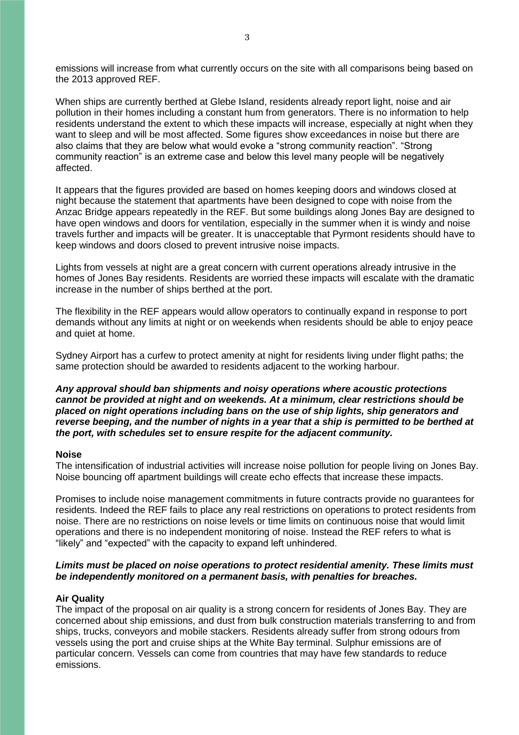emissions will increase from what currently occurs on the site with all comparisons being based on the 2013 approved REF.

When ships are currently berthed at Glebe Island, residents already report light, noise and air pollution in their homes including a constant hum from generators. There is no information to help residents understand the extent to which these impacts will increase, especially at night when they want to sleep and will be most affected. Some figures show exceedances in noise but there are also claims that they are below what would evoke a "strong community reaction". "Strong community reaction" is an extreme case and below this level many people will be negatively affected.

It appears that the figures provided are based on homes keeping doors and windows closed at night because the statement that apartments have been designed to cope with noise from the Anzac Bridge appears repeatedly in the REF. But some buildings along Jones Bay are designed to have open windows and doors for ventilation, especially in the summer when it is windy and noise travels further and impacts will be greater. It is unacceptable that Pyrmont residents should have to keep windows and doors closed to prevent intrusive noise impacts.

Lights from vessels at night are a great concern with current operations already intrusive in the homes of Jones Bay residents. Residents are worried these impacts will escalate with the dramatic increase in the number of ships berthed at the port.

The flexibility in the REF appears would allow operators to continually expand in response to port demands without any limits at night or on weekends when residents should be able to enjoy peace and quiet at home.

Sydney Airport has a curfew to protect amenity at night for residents living under flight paths; the same protection should be awarded to residents adjacent to the working harbour.

***Any approval should ban shipments and noisy operations where acoustic protections cannot be provided at night and on weekends. At a minimum, clear restrictions should be placed on night operations including bans on the use of ship lights, ship generators and reverse beeping, and the number of nights in a year that a ship is permitted to be berthed at the port, with schedules set to ensure respite for the adjacent community.***

**Noise**

The intensification of industrial activities will increase noise pollution for people living on Jones Bay. Noise bouncing off apartment buildings will create echo effects that increase these impacts.

Promises to include noise management commitments in future contracts provide no guarantees for residents. Indeed the REF fails to place any real restrictions on operations to protect residents from noise. There are no restrictions on noise levels or time limits on continuous noise that would limit operations and there is no independent monitoring of noise. Instead the REF refers to what is "likely" and "expected" with the capacity to expand left unhindered.

***Limits must be placed on noise operations to protect residential amenity. These limits must be independently monitored on a permanent basis, with penalties for breaches.***

**Air Quality**

The impact of the proposal on air quality is a strong concern for residents of Jones Bay. They are concerned about ship emissions, and dust from bulk construction materials transferring to and from ships, trucks, conveyors and mobile stackers. Residents already suffer from strong odours from vessels using the port and cruise ships at the White Bay terminal. Sulphur emissions are of particular concern. Vessels can come from countries that may have few standards to reduce emissions.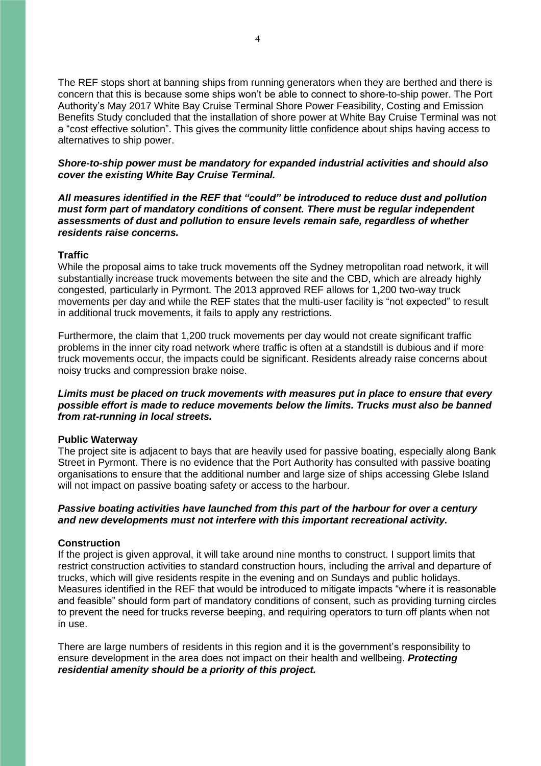The REF stops short at banning ships from running generators when they are berthed and there is concern that this is because some ships won't be able to connect to shore-to-ship power. The Port Authority's May 2017 White Bay Cruise Terminal Shore Power Feasibility, Costing and Emission Benefits Study concluded that the installation of shore power at White Bay Cruise Terminal was not a "cost effective solution". This gives the community little confidence about ships having access to alternatives to ship power.

***Shore-to-ship power must be mandatory for expanded industrial activities and should also cover the existing White Bay Cruise Terminal.***

***All measures identified in the REF that "could" be introduced to reduce dust and pollution must form part of mandatory conditions of consent. There must be regular independent assessments of dust and pollution to ensure levels remain safe, regardless of whether residents raise concerns.***

**Traffic**

While the proposal aims to take truck movements off the Sydney metropolitan road network, it will substantially increase truck movements between the site and the CBD, which are already highly congested, particularly in Pyrmont. The 2013 approved REF allows for 1,200 two-way truck movements per day and while the REF states that the multi-user facility is "not expected" to result in additional truck movements, it fails to apply any restrictions.

Furthermore, the claim that 1,200 truck movements per day would not create significant traffic problems in the inner city road network where traffic is often at a standstill is dubious and if more truck movements occur, the impacts could be significant. Residents already raise concerns about noisy trucks and compression brake noise.

***Limits must be placed on truck movements with measures put in place to ensure that every possible effort is made to reduce movements below the limits. Trucks must also be banned from rat-running in local streets.***

**Public Waterway**

The project site is adjacent to bays that are heavily used for passive boating, especially along Bank Street in Pyrmont. There is no evidence that the Port Authority has consulted with passive boating organisations to ensure that the additional number and large size of ships accessing Glebe Island will not impact on passive boating safety or access to the harbour.

***Passive boating activities have launched from this part of the harbour for over a century and new developments must not interfere with this important recreational activity.***

**Construction**

If the project is given approval, it will take around nine months to construct. I support limits that restrict construction activities to standard construction hours, including the arrival and departure of trucks, which will give residents respite in the evening and on Sundays and public holidays. Measures identified in the REF that would be introduced to mitigate impacts "where it is reasonable and feasible" should form part of mandatory conditions of consent, such as providing turning circles to prevent the need for trucks reverse beeping, and requiring operators to turn off plants when not in use.

There are large numbers of residents in this region and it is the government's responsibility to ensure development in the area does not impact on their health and wellbeing. ***Protecting residential amenity should be a priority of this project.***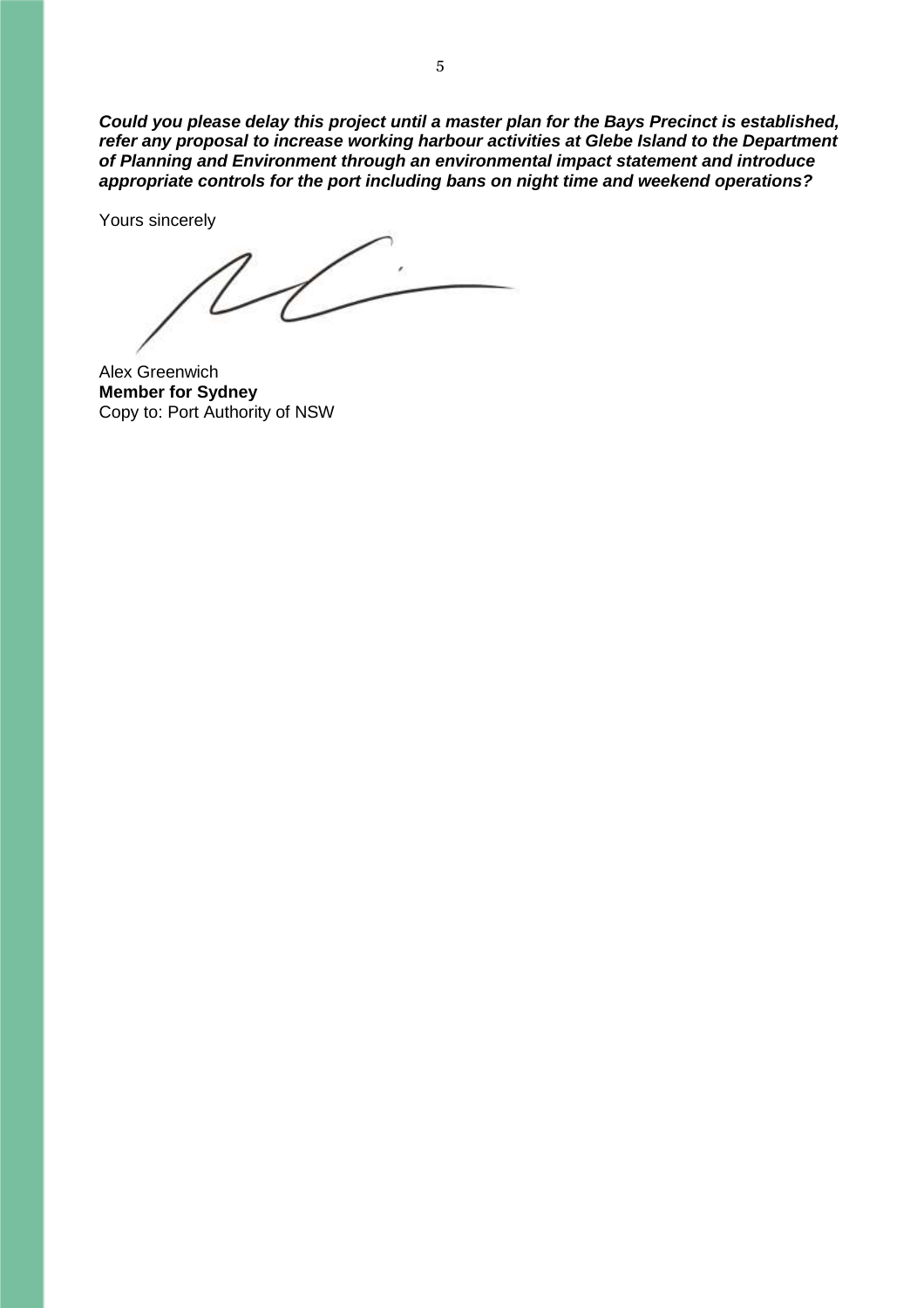***Could you please delay this project until a master plan for the Bays Precinct is established, refer any proposal to increase working harbour activities at Glebe Island to the Department of Planning and Environment through an environmental impact statement and introduce appropriate controls for the port including bans on night time and weekend operations?***

Yours sincerely

Alex Greenwich
**Member for Sydney**
Copy to: Port Authority of NSW